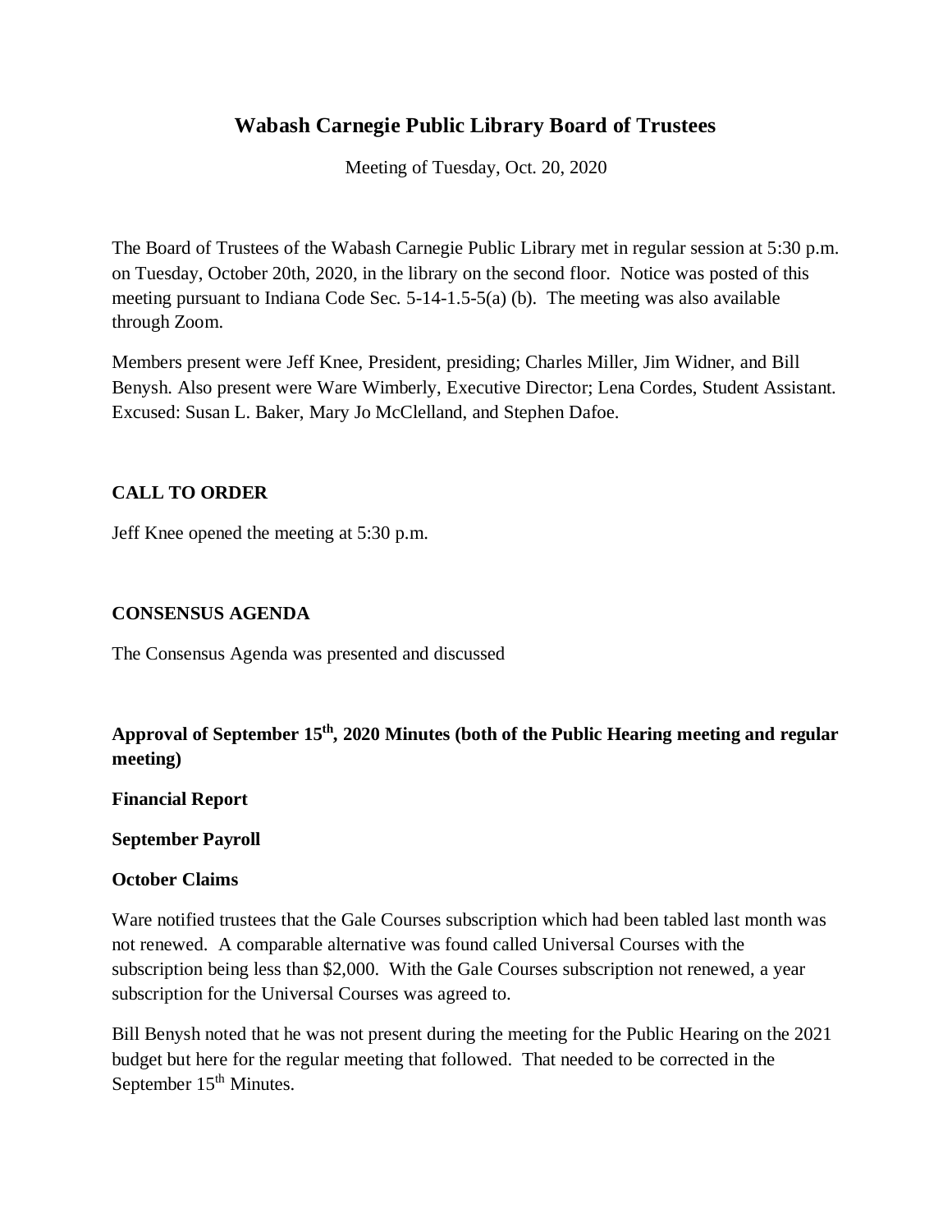# Wabash Carnegie Public Library Board of Trustees

Meeting of Tuesday, Oct. 20, 2020

The Board of Trustees of the Wabash Carnegie Public Library met in regular session at 5:30 p.m. on Tuesday, October 20th, 2020, in the library on the second floor. Notice was posted of this meeting pursuant to Indiana Code Sec. 5-14-1.5-5(a) (b). The meeting was also available through Zoom.

Members present were Jeff Knee, President, presiding; Charles Miller, Jim Widner, and Bill Benysh. Also present were Ware Wimberly, Executive Director; Lena Cordes, Student Assistant. Excused: Susan L. Baker, Mary Jo McClelland, and Stephen Dafoe.

**CALL TO ORDER**

Jeff Knee opened the meeting at 5:30 p.m.

**CONSENSUS AGENDA**

The Consensus Agenda was presented and discussed

**Approval of September 15th, 2020 Minutes (both of the Public Hearing meeting and regular meeting)**

**Financial Report**

**September Payroll**

**October Claims**

Ware notified trustees that the Gale Courses subscription which had been tabled last month was not renewed. A comparable alternative was found called Universal Courses with the subscription being less than $2,000. With the Gale Courses subscription not renewed, a year subscription for the Universal Courses was agreed to.

Bill Benysh noted that he was not present during the meeting for the Public Hearing on the 2021 budget but here for the regular meeting that followed. That needed to be corrected in the September 15th Minutes.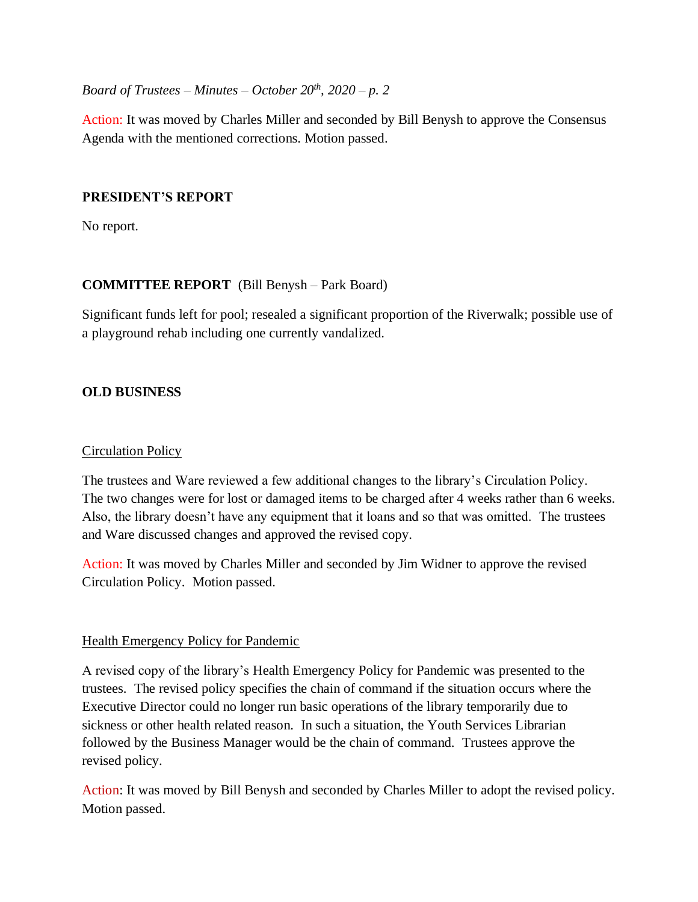Action: It was moved by Charles Miller and seconded by Bill Benysh to approve the Consensus Agenda with the mentioned corrections. Motion passed.

**PRESIDENT'S REPORT**

No report.

**COMMITTEE REPORT** (Bill Benysh – Park Board)

Significant funds left for pool; resealed a significant proportion of the Riverwalk; possible use of a playground rehab including one currently vandalized.

**OLD BUSINESS**

Circulation Policy

The trustees and Ware reviewed a few additional changes to the library's Circulation Policy. The two changes were for lost or damaged items to be charged after 4 weeks rather than 6 weeks. Also, the library doesn't have any equipment that it loans and so that was omitted. The trustees and Ware discussed changes and approved the revised copy.

Action: It was moved by Charles Miller and seconded by Jim Widner to approve the revised Circulation Policy. Motion passed.

Health Emergency Policy for Pandemic

A revised copy of the library's Health Emergency Policy for Pandemic was presented to the trustees. The revised policy specifies the chain of command if the situation occurs where the Executive Director could no longer run basic operations of the library temporarily due to sickness or other health related reason. In such a situation, the Youth Services Librarian followed by the Business Manager would be the chain of command. Trustees approve the revised policy.

Action: It was moved by Bill Benysh and seconded by Charles Miller to adopt the revised policy. Motion passed.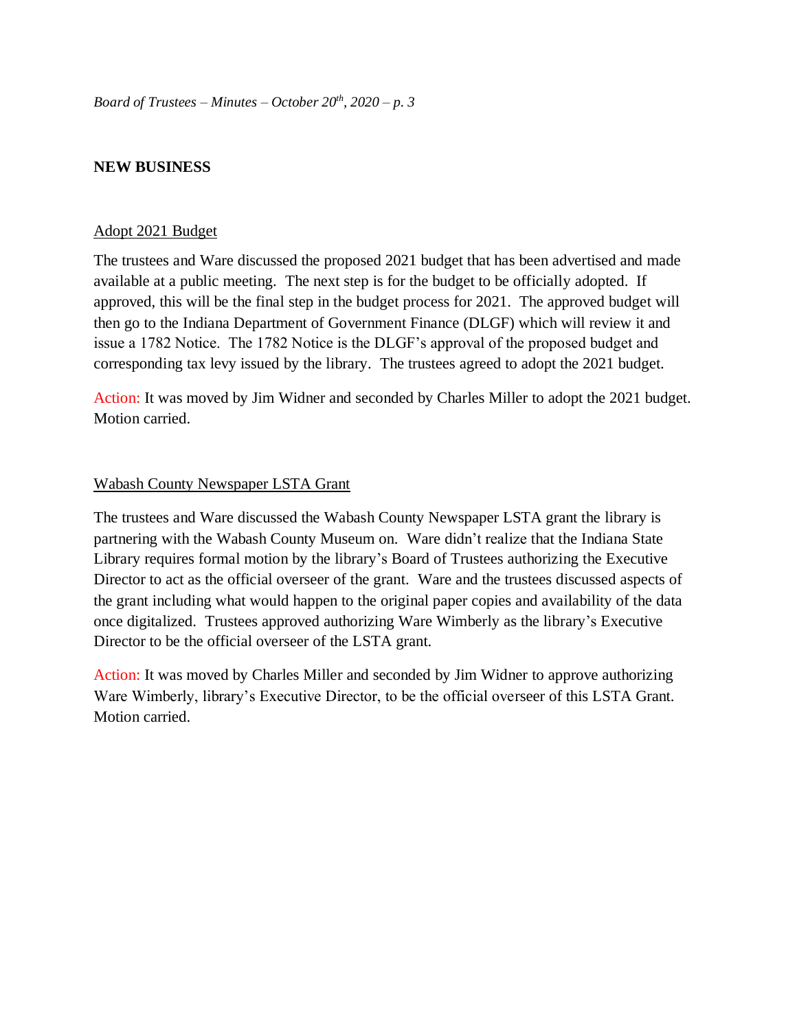**NEW BUSINESS**

Adopt 2021 Budget

The trustees and Ware discussed the proposed 2021 budget that has been advertised and made available at a public meeting. The next step is for the budget to be officially adopted. If approved, this will be the final step in the budget process for 2021. The approved budget will then go to the Indiana Department of Government Finance (DLGF) which will review it and issue a 1782 Notice. The 1782 Notice is the DLGF's approval of the proposed budget and corresponding tax levy issued by the library. The trustees agreed to adopt the 2021 budget.

Action: It was moved by Jim Widner and seconded by Charles Miller to adopt the 2021 budget. Motion carried.

Wabash County Newspaper LSTA Grant

The trustees and Ware discussed the Wabash County Newspaper LSTA grant the library is partnering with the Wabash County Museum on. Ware didn't realize that the Indiana State Library requires formal motion by the library's Board of Trustees authorizing the Executive Director to act as the official overseer of the grant. Ware and the trustees discussed aspects of the grant including what would happen to the original paper copies and availability of the data once digitalized. Trustees approved authorizing Ware Wimberly as the library's Executive Director to be the official overseer of the LSTA grant.

Action: It was moved by Charles Miller and seconded by Jim Widner to approve authorizing Ware Wimberly, library's Executive Director, to be the official overseer of this LSTA Grant. Motion carried.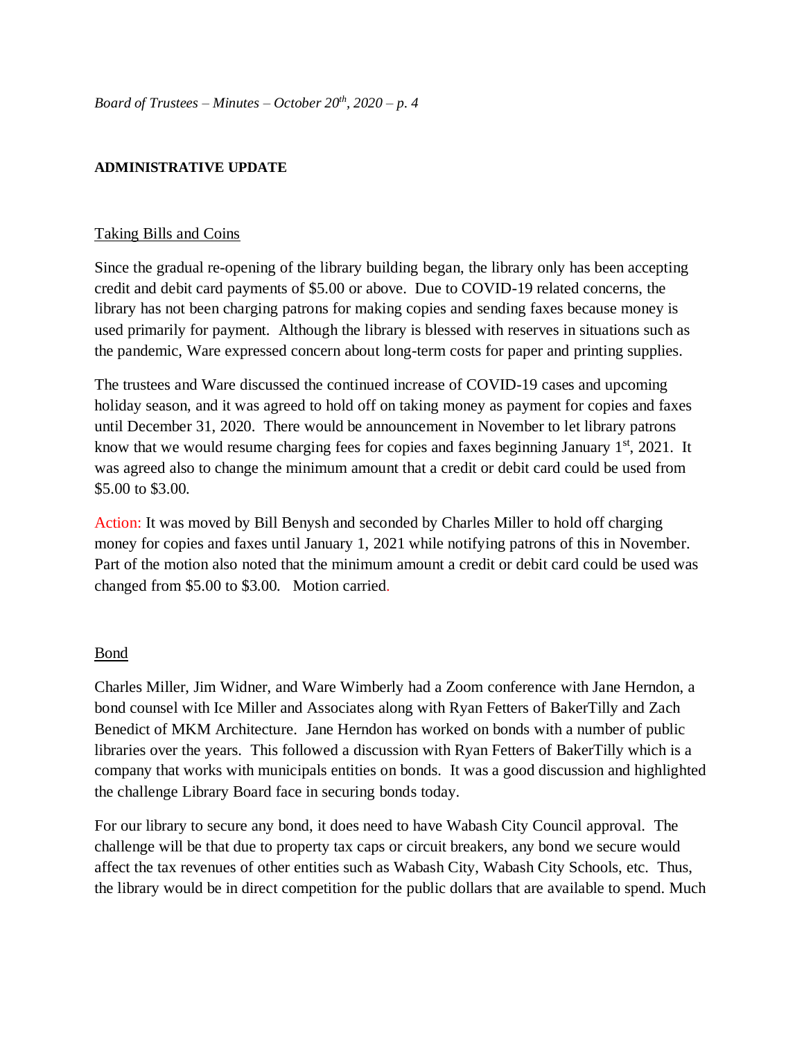**ADMINISTRATIVE UPDATE**

Taking Bills and Coins

Since the gradual re-opening of the library building began, the library only has been accepting credit and debit card payments of $5.00 or above. Due to COVID-19 related concerns, the library has not been charging patrons for making copies and sending faxes because money is used primarily for payment. Although the library is blessed with reserves in situations such as the pandemic, Ware expressed concern about long-term costs for paper and printing supplies.

The trustees and Ware discussed the continued increase of COVID-19 cases and upcoming holiday season, and it was agreed to hold off on taking money as payment for copies and faxes until December 31, 2020. There would be announcement in November to let library patrons know that we would resume charging fees for copies and faxes beginning January 1st, 2021. It was agreed also to change the minimum amount that a credit or debit card could be used from $5.00 to $3.00.

Action: It was moved by Bill Benysh and seconded by Charles Miller to hold off charging money for copies and faxes until January 1, 2021 while notifying patrons of this in November. Part of the motion also noted that the minimum amount a credit or debit card could be used was changed from $5.00 to $3.00. Motion carried.

Bond

Charles Miller, Jim Widner, and Ware Wimberly had a Zoom conference with Jane Herndon, a bond counsel with Ice Miller and Associates along with Ryan Fetters of BakerTilly and Zach Benedict of MKM Architecture. Jane Herndon has worked on bonds with a number of public libraries over the years. This followed a discussion with Ryan Fetters of BakerTilly which is a company that works with municipals entities on bonds. It was a good discussion and highlighted the challenge Library Board face in securing bonds today.

For our library to secure any bond, it does need to have Wabash City Council approval. The challenge will be that due to property tax caps or circuit breakers, any bond we secure would affect the tax revenues of other entities such as Wabash City, Wabash City Schools, etc. Thus, the library would be in direct competition for the public dollars that are available to spend. Much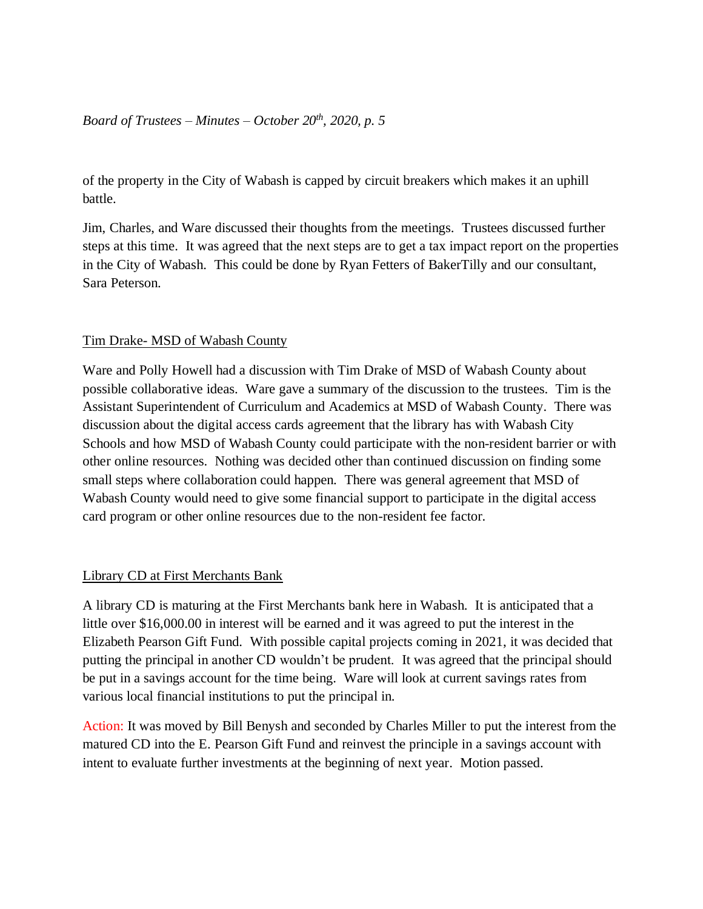of the property in the City of Wabash is capped by circuit breakers which makes it an uphill battle.

Jim, Charles, and Ware discussed their thoughts from the meetings. Trustees discussed further steps at this time. It was agreed that the next steps are to get a tax impact report on the properties in the City of Wabash. This could be done by Ryan Fetters of BakerTilly and our consultant, Sara Peterson.

## Tim Drake- MSD of Wabash County

Ware and Polly Howell had a discussion with Tim Drake of MSD of Wabash County about possible collaborative ideas. Ware gave a summary of the discussion to the trustees. Tim is the Assistant Superintendent of Curriculum and Academics at MSD of Wabash County. There was discussion about the digital access cards agreement that the library has with Wabash City Schools and how MSD of Wabash County could participate with the non-resident barrier or with other online resources. Nothing was decided other than continued discussion on finding some small steps where collaboration could happen. There was general agreement that MSD of Wabash County would need to give some financial support to participate in the digital access card program or other online resources due to the non-resident fee factor.

## Library CD at First Merchants Bank

A library CD is maturing at the First Merchants bank here in Wabash. It is anticipated that a little over $16,000.00 in interest will be earned and it was agreed to put the interest in the Elizabeth Pearson Gift Fund. With possible capital projects coming in 2021, it was decided that putting the principal in another CD wouldn't be prudent. It was agreed that the principal should be put in a savings account for the time being. Ware will look at current savings rates from various local financial institutions to put the principal in.

Action: It was moved by Bill Benysh and seconded by Charles Miller to put the interest from the matured CD into the E. Pearson Gift Fund and reinvest the principle in a savings account with intent to evaluate further investments at the beginning of next year. Motion passed.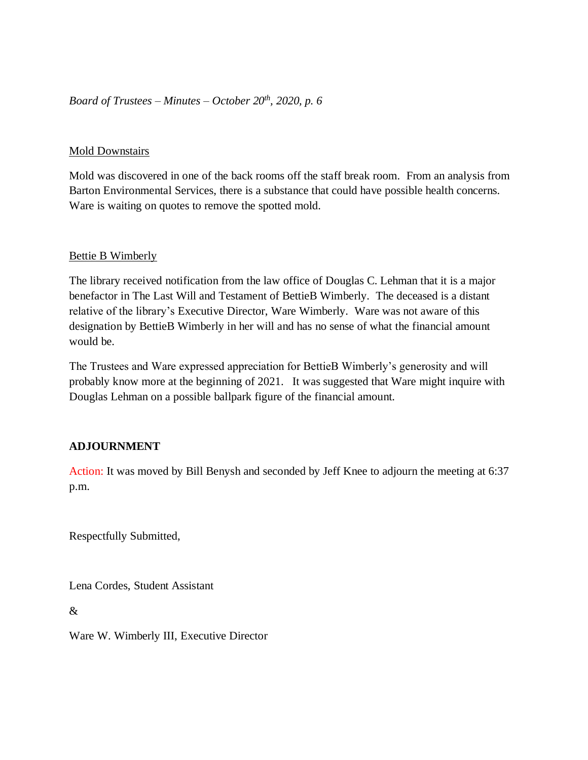Mold Downstairs

Mold was discovered in one of the back rooms off the staff break room. From an analysis from Barton Environmental Services, there is a substance that could have possible health concerns. Ware is waiting on quotes to remove the spotted mold.

Bettie B Wimberly

The library received notification from the law office of Douglas C. Lehman that it is a major benefactor in The Last Will and Testament of BettieB Wimberly. The deceased is a distant relative of the library's Executive Director, Ware Wimberly. Ware was not aware of this designation by BettieB Wimberly in her will and has no sense of what the financial amount would be.

The Trustees and Ware expressed appreciation for BettieB Wimberly's generosity and will probably know more at the beginning of 2021. It was suggested that Ware might inquire with Douglas Lehman on a possible ballpark figure of the financial amount.

## ADJOURNMENT

Action: It was moved by Bill Benysh and seconded by Jeff Knee to adjourn the meeting at 6:37 p.m.

Respectfully Submitted,

Lena Cordes, Student Assistant

&

Ware W. Wimberly III, Executive Director